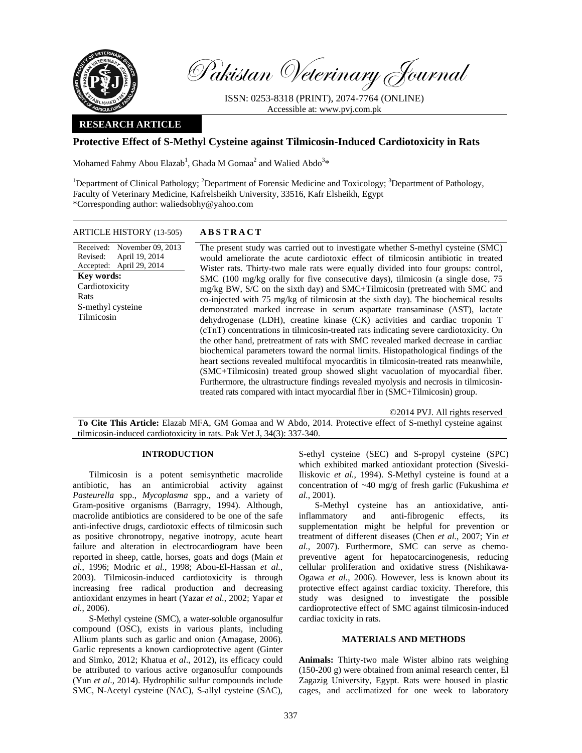# Pakistan Veterinary Journal

ISSN: 0253-8318 (PRINT), 2074-7764 (ONLINE)
Accessible at: www.pvj.com.pk

**RESEARCH ARTICLE**

## Protective Effect of S-Methyl Cysteine against Tilmicosin-Induced Cardiotoxicity in Rats

Mohamed Fahmy Abou Elazab[1], Ghada M Gomaa[2] and Walied Abdo[3]*

[1]Department of Clinical Pathology; [2]Department of Forensic Medicine and Toxicology; [3]Department of Pathology, Faculty of Veterinary Medicine, Kafrelsheikh University, 33516, Kafr Elsheikh, Egypt
*Corresponding author: waliedsobhy@yahoo.com

**ARTICLE HISTORY** (13-505)

Received: November 09, 2013
Revised: April 19, 2014
Accepted: April 29, 2014

**Key words:**
Cardiotoxicity
Rats
S-methyl cysteine
Tilmicosin

### ABSTRACT

The present study was carried out to investigate whether S-methyl cysteine (SMC) would ameliorate the acute cardiotoxic effect of tilmicosin antibiotic in treated Wister rats. Thirty-two male rats were equally divided into four groups: control, SMC (100 mg/kg orally for five consecutive days), tilmicosin (a single dose, 75 mg/kg BW, S/C on the sixth day) and SMC+Tilmicosin (pretreated with SMC and co-injected with 75 mg/kg of tilmicosin at the sixth day). The biochemical results demonstrated marked increase in serum aspartate transaminase (AST), lactate dehydrogenase (LDH), creatine kinase (CK) activities and cardiac troponin T (cTnT) concentrations in tilmicosin-treated rats indicating severe cardiotoxicity. On the other hand, pretreatment of rats with SMC revealed marked decrease in cardiac biochemical parameters toward the normal limits. Histopathological findings of the heart sections revealed multifocal myocarditis in tilmicosin-treated rats meanwhile, (SMC+Tilmicosin) treated group showed slight vacuolation of myocardial fiber. Furthermore, the ultrastructure findings revealed myolysis and necrosis in tilmicosin-treated rats compared with intact myocardial fiber in (SMC+Tilmicosin) group.

©2014 PVJ. All rights reserved

**To Cite This Article:** Elazab MFA, GM Gomaa and W Abdo, 2014. Protective effect of S-methyl cysteine against tilmicosin-induced cardiotoxicity in rats. Pak Vet J, 34(3): 337-340.

## INTRODUCTION

Tilmicosin is a potent semisynthetic macrolide antibiotic, has an antimicrobial activity against *Pasteurella* spp., *Mycoplasma* spp., and a variety of Gram-positive organisms (Barragry, 1994). Although, macrolide antibiotics are considered to be one of the safe anti-infective drugs, cardiotoxic effects of tilmicosin such as positive chronotropy, negative inotropy, acute heart failure and alteration in electrocardiogram have been reported in sheep, cattle, horses, goats and dogs (Main *et al.*, 1996; Modric *et al.*, 1998; Abou-El-Hassan *et al.*, 2003). Tilmicosin-induced cardiotoxicity is through increasing free radical production and decreasing antioxidant enzymes in heart (Yazar *et al.*, 2002; Yapar *et al.*, 2006).

S-Methyl cysteine (SMC), a water-soluble organosulfur compound (OSC), exists in various plants, including Allium plants such as garlic and onion (Amagase, 2006). Garlic represents a known cardioprotective agent (Ginter and Simko, 2012; Khatua *et al*., 2012), its efficacy could be attributed to various active organosulfur compounds (Yun *et al*., 2014). Hydrophilic sulfur compounds include SMC, N-Acetyl cysteine (NAC), S-allyl cysteine (SAC), S-ethyl cysteine (SEC) and S-propyl cysteine (SPC) which exhibited marked antioxidant protection (Siveski-Iliskovic *et al.*, 1994). S-Methyl cysteine is found at a concentration of ~40 mg/g of fresh garlic (Fukushima *et al.*, 2001).

S-Methyl cysteine has an antioxidative, anti-inflammatory and anti-fibrogenic effects, its supplementation might be helpful for prevention or treatment of different diseases (Chen *et al.*, 2007; Yin *et al.*, 2007). Furthermore, SMC can serve as chemo-preventive agent for hepatocarcinogenesis, reducing cellular proliferation and oxidative stress (Nishikawa-Ogawa *et al.*, 2006). However, less is known about its protective effect against cardiac toxicity. Therefore, this study was designed to investigate the possible cardioprotective effect of SMC against tilmicosin-induced cardiac toxicity in rats.

## MATERIALS AND METHODS

**Animals:** Thirty-two male Wister albino rats weighing (150-200 g) were obtained from animal research center, El Zagazig University, Egypt. Rats were housed in plastic cages, and acclimatized for one week to laboratory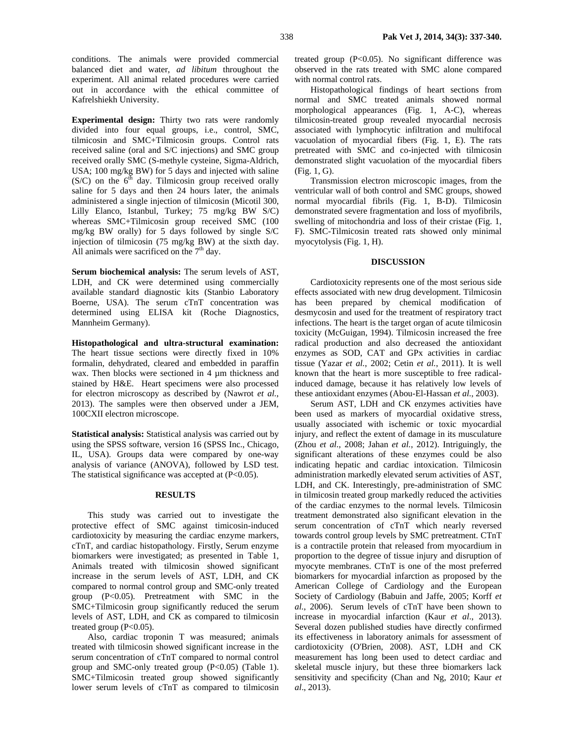conditions. The animals were provided commercial balanced diet and water, *ad libitum* throughout the experiment. All animal related procedures were carried out in accordance with the ethical committee of Kafrelshiekh University.

**Experimental design:** Thirty two rats were randomly divided into four equal groups, i.e., control, SMC, tilmicosin and SMC+Tilmicosin groups. Control rats received saline (oral and S/C injections) and SMC group received orally SMC (S-methyle cysteine, Sigma-Aldrich, USA; 100 mg/kg BW) for 5 days and injected with saline (S/C) on the $6^{th}$ day. Tilmicosin group received orally saline for 5 days and then 24 hours later, the animals administered a single injection of tilmicosin (Micotil 300, Lilly Elanco, Istanbul, Turkey; 75 mg/kg BW S/C) whereas SMC+Tilmicosin group received SMC (100 mg/kg BW orally) for 5 days followed by single S/C injection of tilmicosin (75 mg/kg BW) at the sixth day. All animals were sacrificed on the $7^{th}$ day.

**Serum biochemical analysis:** The serum levels of AST, LDH, and CK were determined using commercially available standard diagnostic kits (Stanbio Laboratory Boerne, USA). The serum cTnT concentration was determined using ELISA kit (Roche Diagnostics, Mannheim Germany).

**Histopathological and ultra-structural examination:** The heart tissue sections were directly fixed in 10% formalin, dehydrated, cleared and embedded in paraffin wax. Then blocks were sectioned in 4 µm thickness and stained by H&E. Heart specimens were also processed for electron microscopy as described by (Nawrot *et al.*, 2013). The samples were then observed under a JEM, 100CXII electron microscope.

**Statistical analysis:** Statistical analysis was carried out by using the SPSS software, version 16 (SPSS Inc., Chicago, IL, USA). Groups data were compared by one-way analysis of variance (ANOVA), followed by LSD test. The statistical significance was accepted at ($P<0.05$).

## RESULTS

This study was carried out to investigate the protective effect of SMC against timicosin-induced cardiotoxicity by measuring the cardiac enzyme markers, cTnT, and cardiac histopathology. Firstly, Serum enzyme biomarkers were investigated; as presented in Table 1, Animals treated with tilmicosin showed significant increase in the serum levels of AST, LDH, and CK compared to normal control group and SMC-only treated group ($P<0.05$). Pretreatment with SMC in the SMC+Tilmicosin group significantly reduced the serum levels of AST, LDH, and CK as compared to tilmicosin treated group ($P<0.05$).

Also, cardiac troponin T was measured; animals treated with tilmicosin showed significant increase in the serum concentration of cTnT compared to normal control group and SMC-only treated group ($P<0.05$) (Table 1). SMC+Tilmicosin treated group showed significantly lower serum levels of cTnT as compared to tilmicosin treated group ($P<0.05$). No significant difference was observed in the rats treated with SMC alone compared with normal control rats.

Histopathological findings of heart sections from normal and SMC treated animals showed normal morphological appearances (Fig. 1, A-C), whereas tilmicosin-treated group revealed myocardial necrosis associated with lymphocytic infiltration and multifocal vacuolation of myocardial fibers (Fig. 1, E). The rats pretreated with SMC and co-injected with tilmicosin demonstrated slight vacuolation of the myocardial fibers (Fig. 1, G).

Transmission electron microscopic images, from the ventricular wall of both control and SMC groups, showed normal myocardial fibrils (Fig. 1, B-D). Tilmicosin demonstrated severe fragmentation and loss of myofibrils, swelling of mitochondria and loss of their cristae (Fig. 1, F). SMC-Tilmicosin treated rats showed only minimal myocytolysis (Fig. 1, H).

## DISCUSSION

Cardiotoxicity represents one of the most serious side effects associated with new drug development. Tilmicosin has been prepared by chemical modification of desmycosin and used for the treatment of respiratory tract infections. The heart is the target organ of acute tilmicosin toxicity (McGuigan, 1994). Tilmicosin increased the free radical production and also decreased the antioxidant enzymes as SOD, CAT and GPx activities in cardiac tissue (Yazar *et al.*, 2002; Cetin *et al.*, 2011). It is well known that the heart is more susceptible to free radical-induced damage, because it has relatively low levels of these antioxidant enzymes (Abou-El-Hassan *et al.*, 2003).

Serum AST, LDH and CK enzymes activities have been used as markers of myocardial oxidative stress, usually associated with ischemic or toxic myocardial injury, and reflect the extent of damage in its musculature (Zhou *et al.*, 2008; Jahan *et al.*, 2012). Intriguingly, the significant alterations of these enzymes could be also indicating hepatic and cardiac intoxication. Tilmicosin administration markedly elevated serum activities of AST, LDH, and CK. Interestingly, pre-administration of SMC in tilmicosin treated group markedly reduced the activities of the cardiac enzymes to the normal levels. Tilmicosin treatment demonstrated also significant elevation in the serum concentration of cTnT which nearly reversed towards control group levels by SMC pretreatment. CTnT is a contractile protein that released from myocardium in proportion to the degree of tissue injury and disruption of myocyte membranes. CTnT is one of the most preferred biomarkers for myocardial infarction as proposed by the American College of Cardiology and the European Society of Cardiology (Babuin and Jaffe, 2005; Korff *et al.*, 2006). Serum levels of cTnT have been shown to increase in myocardial infarction (Kaur *et al*., 2013). Several dozen published studies have directly confirmed its effectiveness in laboratory animals for assessment of cardiotoxicity (O'Brien, 2008). AST, LDH and CK measurement has long been used to detect cardiac and skeletal muscle injury, but these three biomarkers lack sensitivity and specificity (Chan and Ng, 2010; Kaur *et al*., 2013).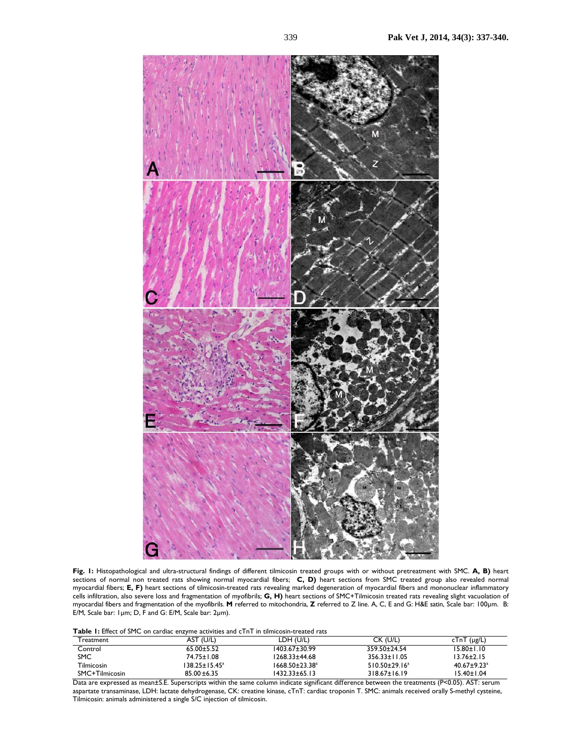**Fig. 1:** Histopathological and ultra-structural findings of different tilmicosin treated groups with or without pretreatment with SMC. **A, B)** heart sections of normal non treated rats showing normal myocardial fibers; **C, D)** heart sections from SMC treated group also revealed normal myocardial fibers; **E, F)** heart sections of tilmicosin-treated rats revealing marked degeneration of myocardial fibers and mononuclear inflammatory cells infiltration, also severe loss and fragmentation of myofibrils; **G, H)** heart sections of SMC+Tilmicosin treated rats revealing slight vacuolation of myocardial fibers and fragmentation of the myofibrils. **M** referred to mitochondria, **Z** referred to Z line. A, C, E and G: H&E satin, Scale bar: 100µm. B: E/M, Scale bar: 1µm; D, F and G: E/M, Scale bar: 2µm).

**Table 1:** Effect of SMC on cardiac enzyme activities and cTnT in tilmicosin-treated rats

| Treatment | AST (U/L) | LDH (U/L) | CK (U/L) | cTnT (µg/L) |
|---|---|---|---|---|
| Control | 65.00±5.52 | 1403.67±30.99 | 359.50±24.54 | 15.80±1.10 |
| SMC | 74.75±1.08 | 1268.33±44.68 | 356.33±11.05 | 13.76±2.15 |
| Tilmicosin | 138.25±15.45[a] | 1668.50±23.38[a] | 510.50±29.16[a] | 40.67±9.23[a] |
| SMC+Tilmicosin | 85.00±6.35 | 1432.33±65.13 | 318.67±16.19 | 15.40±1.04 |

Data are expressed as mean±S.E. Superscripts within the same column indicate significant difference between the treatments (P<0.05). AST: serum aspartate transaminase, LDH: lactate dehydrogenase, CK: creatine kinase, cTnT: cardiac troponin T. SMC: animals received orally S-methyl cysteine, Tilmicosin: animals administered a single S/C injection of tilmicosin.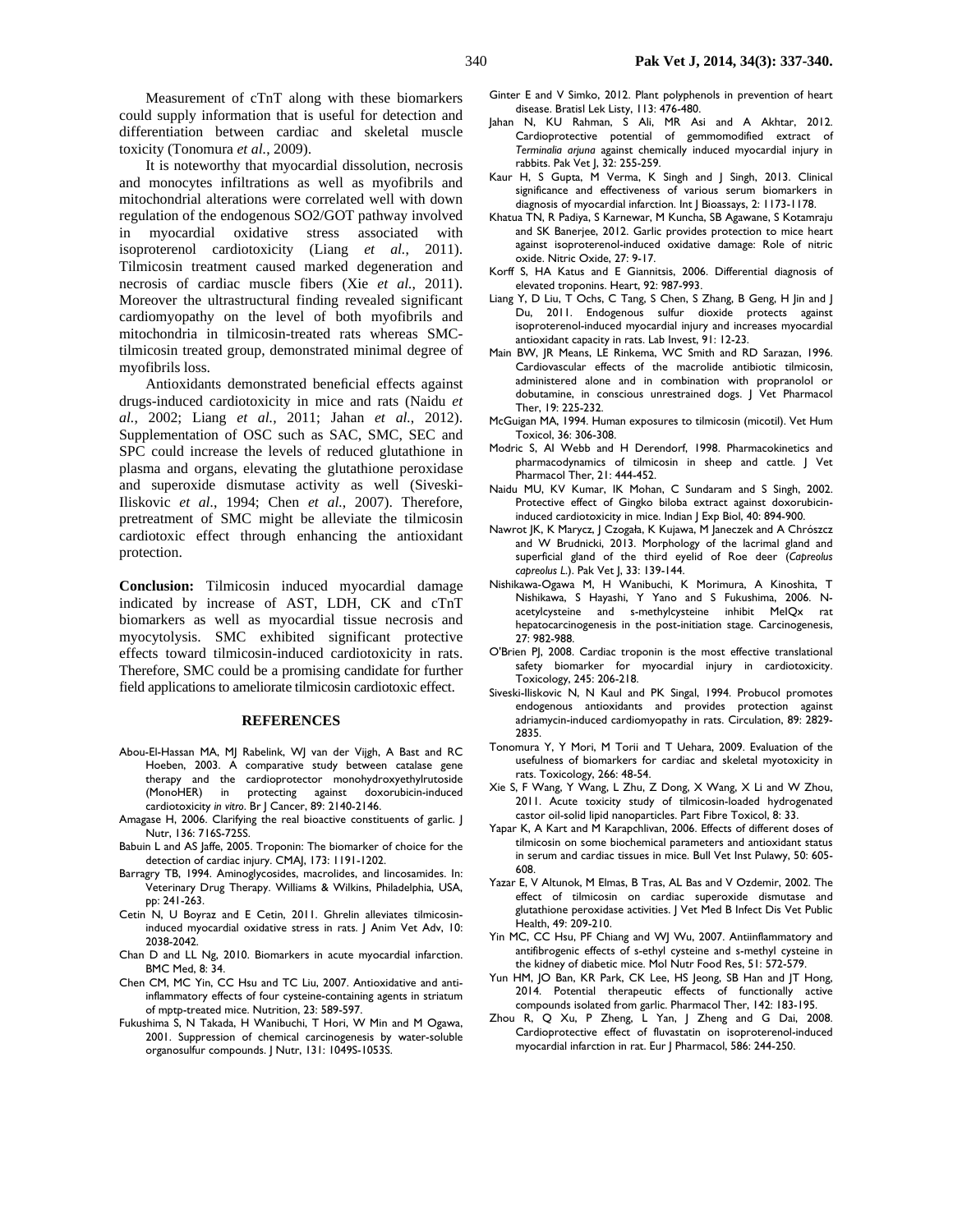Measurement of cTnT along with these biomarkers could supply information that is useful for detection and differentiation between cardiac and skeletal muscle toxicity (Tonomura *et al.*, 2009).

It is noteworthy that myocardial dissolution, necrosis and monocytes infiltrations as well as myofibrils and mitochondrial alterations were correlated well with down regulation of the endogenous SO2/GOT pathway involved in myocardial oxidative stress associated with isoproterenol cardiotoxicity (Liang *et al.*, 2011). Tilmicosin treatment caused marked degeneration and necrosis of cardiac muscle fibers (Xie *et al.*, 2011). Moreover the ultrastructural finding revealed significant cardiomyopathy on the level of both myofibrils and mitochondria in tilmicosin-treated rats whereas SMC-tilmicosin treated group, demonstrated minimal degree of myofibrils loss.

Antioxidants demonstrated beneficial effects against drugs-induced cardiotoxicity in mice and rats (Naidu *et al.*, 2002; Liang *et al.*, 2011; Jahan *et al.*, 2012). Supplementation of OSC such as SAC, SMC, SEC and SPC could increase the levels of reduced glutathione in plasma and organs, elevating the glutathione peroxidase and superoxide dismutase activity as well (Siveski-Iliskovic *et al.*, 1994; Chen *et al.*, 2007). Therefore, pretreatment of SMC might be alleviate the tilmicosin cardiotoxic effect through enhancing the antioxidant protection.

**Conclusion:** Tilmicosin induced myocardial damage indicated by increase of AST, LDH, CK and cTnT biomarkers as well as myocardial tissue necrosis and myocytolysis. SMC exhibited significant protective effects toward tilmicosin-induced cardiotoxicity in rats. Therefore, SMC could be a promising candidate for further field applications to ameliorate tilmicosin cardiotoxic effect.

## REFERENCES

Abou-El-Hassan MA, MJ Rabelink, WJ van der Vijgh, A Bast and RC Hoeben, 2003. A comparative study between catalase gene therapy and the cardioprotector monohydroxyethylrutoside (MonoHER) in protecting against doxorubicin-induced cardiotoxicity *in vitro*. Br J Cancer, 89: 2140-2146.

Amagase H, 2006. Clarifying the real bioactive constituents of garlic. J Nutr, 136: 716S-725S.

Babuin L and AS Jaffe, 2005. Troponin: The biomarker of choice for the detection of cardiac injury. CMAJ, 173: 1191-1202.

Barragry TB, 1994. Aminoglycosides, macrolides, and lincosamides. In: Veterinary Drug Therapy. Williams & Wilkins, Philadelphia, USA, pp: 241-263.

Cetin N, U Boyraz and E Cetin, 2011. Ghrelin alleviates tilmicosin-induced myocardial oxidative stress in rats. J Anim Vet Adv, 10: 2038-2042.

Chan D and LL Ng, 2010. Biomarkers in acute myocardial infarction. BMC Med, 8: 34.

Chen CM, MC Yin, CC Hsu and TC Liu, 2007. Antioxidative and anti-inflammatory effects of four cysteine-containing agents in striatum of mptp-treated mice. Nutrition, 23: 589-597.

Fukushima S, N Takada, H Wanibuchi, T Hori, W Min and M Ogawa, 2001. Suppression of chemical carcinogenesis by water-soluble organosulfur compounds. J Nutr, 131: 1049S-1053S.

Ginter E and V Simko, 2012. Plant polyphenols in prevention of heart disease. Bratisl Lek Listy, 113: 476-480.

Jahan N, KU Rahman, S Ali, MR Asi and A Akhtar, 2012. Cardioprotective potential of gemmomodified extract of *Terminalia arjuna* against chemically induced myocardial injury in rabbits. Pak Vet J, 32: 255-259.

Kaur H, S Gupta, M Verma, K Singh and J Singh, 2013. Clinical significance and effectiveness of various serum biomarkers in diagnosis of myocardial infarction. Int J Bioassays, 2: 1173-1178.

Khatua TN, R Padiya, S Karnewar, M Kuncha, SB Agawane, S Kotamraju and SK Banerjee, 2012. Garlic provides protection to mice heart against isoproterenol-induced oxidative damage: Role of nitric oxide. Nitric Oxide, 27: 9-17.

Korff S, HA Katus and E Giannitsis, 2006. Differential diagnosis of elevated troponins. Heart, 92: 987-993.

Liang Y, D Liu, T Ochs, C Tang, S Chen, S Zhang, B Geng, H Jin and J Du, 2011. Endogenous sulfur dioxide protects against isoproterenol-induced myocardial injury and increases myocardial antioxidant capacity in rats. Lab Invest, 91: 12-23.

Main BW, JR Means, LE Rinkema, WC Smith and RD Sarazan, 1996. Cardiovascular effects of the macrolide antibiotic tilmicosin, administered alone and in combination with propranolol or dobutamine, in conscious unrestrained dogs. J Vet Pharmacol Ther, 19: 225-232.

McGuigan MA, 1994. Human exposures to tilmicosin (micotil). Vet Hum Toxicol, 36: 306-308.

Modric S, AI Webb and H Derendorf, 1998. Pharmacokinetics and pharmacodynamics of tilmicosin in sheep and cattle. J Vet Pharmacol Ther, 21: 444-452.

Naidu MU, KV Kumar, IK Mohan, C Sundaram and S Singh, 2002. Protective effect of Gingko biloba extract against doxorubicin-induced cardiotoxicity in mice. Indian J Exp Biol, 40: 894-900.

Nawrot JK, K Marycz, J Czogała, K Kujawa, M Janeczek and A Chrószcz and W Brudnicki, 2013. Morphology of the lacrimal gland and superficial gland of the third eyelid of Roe deer (*Capreolus capreolus L.*). Pak Vet J, 33: 139-144.

Nishikawa-Ogawa M, H Wanibuchi, K Morimura, A Kinoshita, T Nishikawa, S Hayashi, Y Yano and S Fukushima, 2006. N-acetylcysteine and s-methylcysteine inhibit MeIQx rat hepatocarcinogenesis in the post-initiation stage. Carcinogenesis, 27: 982-988.

O'Brien PJ, 2008. Cardiac troponin is the most effective translational safety biomarker for myocardial injury in cardiotoxicity. Toxicology, 245: 206-218.

Siveski-Iliskovic N, N Kaul and PK Singal, 1994. Probucol promotes endogenous antioxidants and provides protection against adriamycin-induced cardiomyopathy in rats. Circulation, 89: 2829-2835.

Tonomura Y, Y Mori, M Torii and T Uehara, 2009. Evaluation of the usefulness of biomarkers for cardiac and skeletal myotoxicity in rats. Toxicology, 266: 48-54.

Xie S, F Wang, Y Wang, L Zhu, Z Dong, X Wang, X Li and W Zhou, 2011. Acute toxicity study of tilmicosin-loaded hydrogenated castor oil-solid lipid nanoparticles. Part Fibre Toxicol, 8: 33.

Yapar K, A Kart and M Karapchlivan, 2006. Effects of different doses of tilmicosin on some biochemical parameters and antioxidant status in serum and cardiac tissues in mice. Bull Vet Inst Pulawy, 50: 605-608.

Yazar E, V Altunok, M Elmas, B Tras, AL Bas and V Ozdemir, 2002. The effect of tilmicosin on cardiac superoxide dismutase and glutathione peroxidase activities. J Vet Med B Infect Dis Vet Public Health, 49: 209-210.

Yin MC, CC Hsu, PF Chiang and WJ Wu, 2007. Antiinflammatory and antifibrogenic effects of s-ethyl cysteine and s-methyl cysteine in the kidney of diabetic mice. Mol Nutr Food Res, 51: 572-579.

Yun HM, JO Ban, KR Park, CK Lee, HS Jeong, SB Han and JT Hong, 2014. Potential therapeutic effects of functionally active compounds isolated from garlic. Pharmacol Ther, 142: 183-195.

Zhou R, Q Xu, P Zheng, L Yan, J Zheng and G Dai, 2008. Cardioprotective effect of fluvastatin on isoproterenol-induced myocardial infarction in rat. Eur J Pharmacol, 586: 244-250.